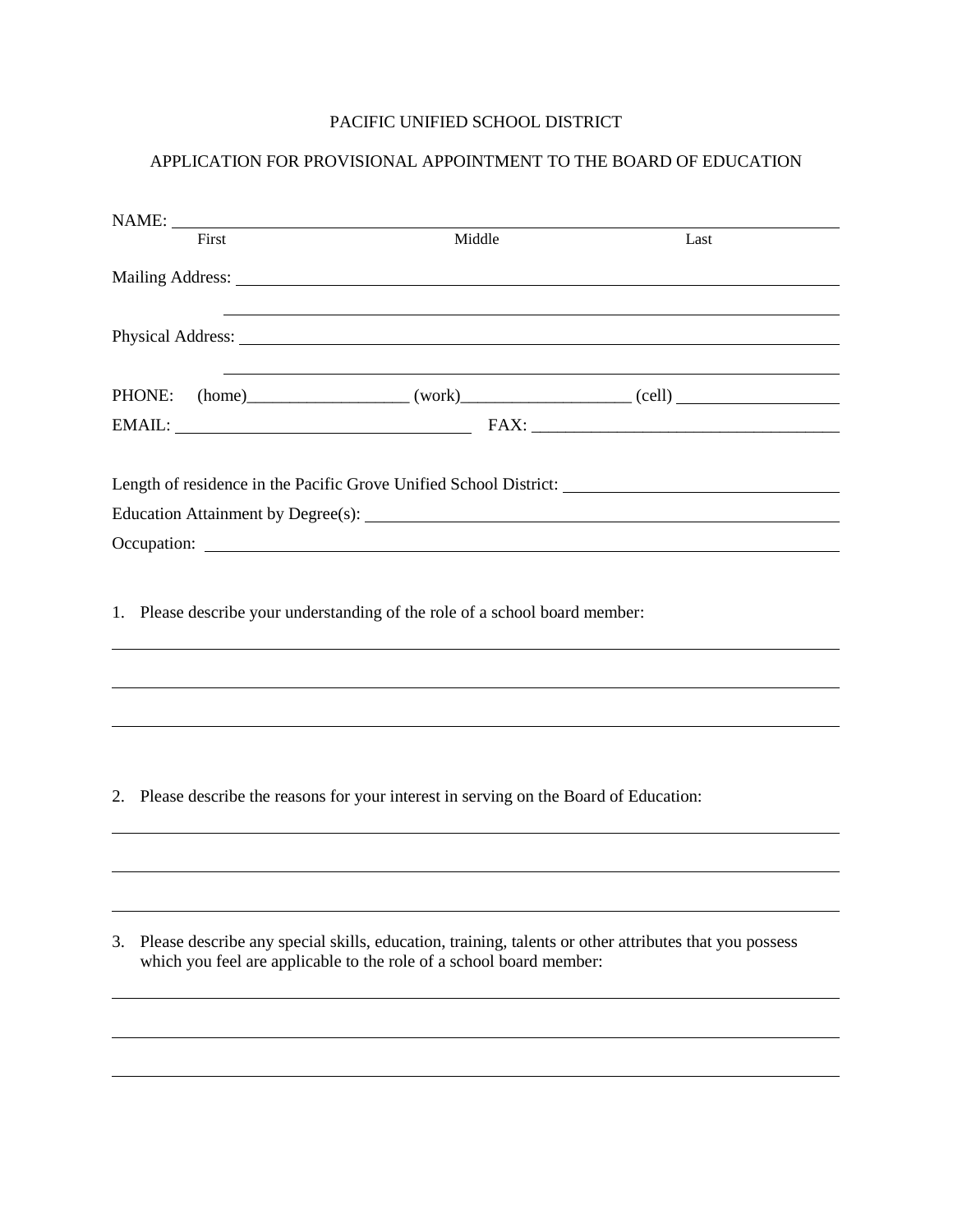PACIFIC UNIFIED SCHOOL DISTRICT

APPLICATION FOR PROVISIONAL APPOINTMENT TO THE BOARD OF EDUCATION

NAME: ______________________________________________________________________
First Middle Last

Mailing Address: _____________________________________________________________

_____________________________________________________________

Physical Address: _____________________________________________________________

_____________________________________________________________

PHONE: (home)__________________ (work)___________________ (cell) __________________

EMAIL: ________________________________ FAX: ___________________________________

Length of residence in the Pacific Grove Unified School District: ____________________________

Education Attainment by Degree(s): ______________________________________________________

Occupation: _______________________________________________________________________

1. Please describe your understanding of the role of a school board member:

_______________________________________________________________________________

_______________________________________________________________________________

_______________________________________________________________________________

2. Please describe the reasons for your interest in serving on the Board of Education:

_______________________________________________________________________________

_______________________________________________________________________________

_______________________________________________________________________________

3. Please describe any special skills, education, training, talents or other attributes that you possess which you feel are applicable to the role of a school board member:

_______________________________________________________________________________

_______________________________________________________________________________

_______________________________________________________________________________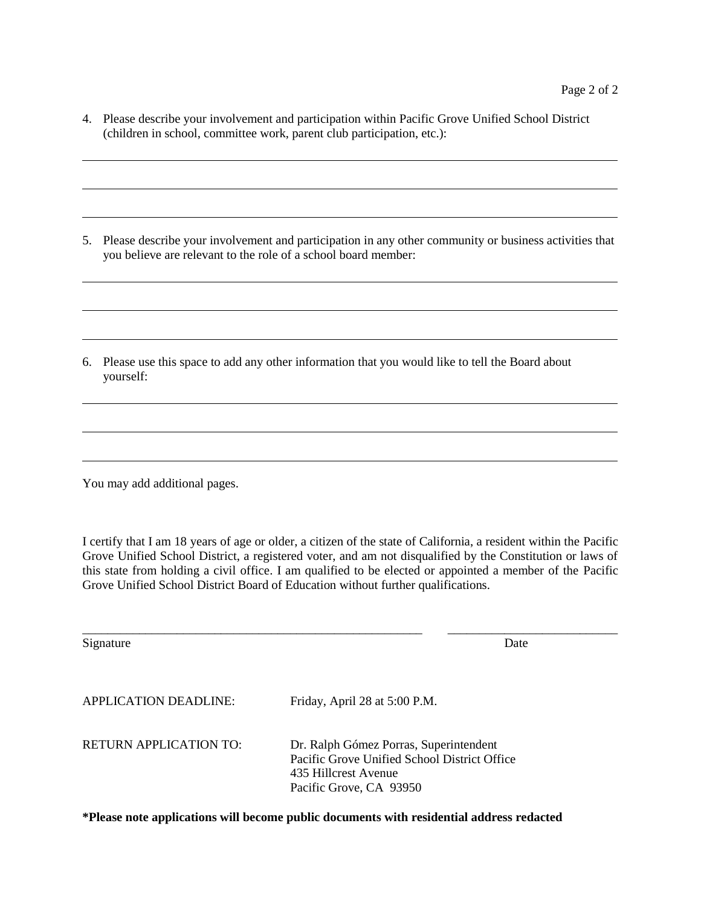4. Please describe your involvement and participation within Pacific Grove Unified School District (children in school, committee work, parent club participation, etc.):

5. Please describe your involvement and participation in any other community or business activities that you believe are relevant to the role of a school board member:

6. Please use this space to add any other information that you would like to tell the Board about yourself:

You may add additional pages.

I certify that I am 18 years of age or older, a citizen of the state of California, a resident within the Pacific Grove Unified School District, a registered voter, and am not disqualified by the Constitution or laws of this state from holding a civil office. I am qualified to be elected or appointed a member of the Pacific Grove Unified School District Board of Education without further qualifications.

_______________________________________________________ ___________________________

Signature Date

APPLICATION DEADLINE: Friday, April 28 at 5:00 P.M.

RETURN APPLICATION TO: Dr. Ralph Gómez Porras, Superintendent
Pacific Grove Unified School District Office
435 Hillcrest Avenue
Pacific Grove, CA 93950

**\*Please note applications will become public documents with residential address redacted**